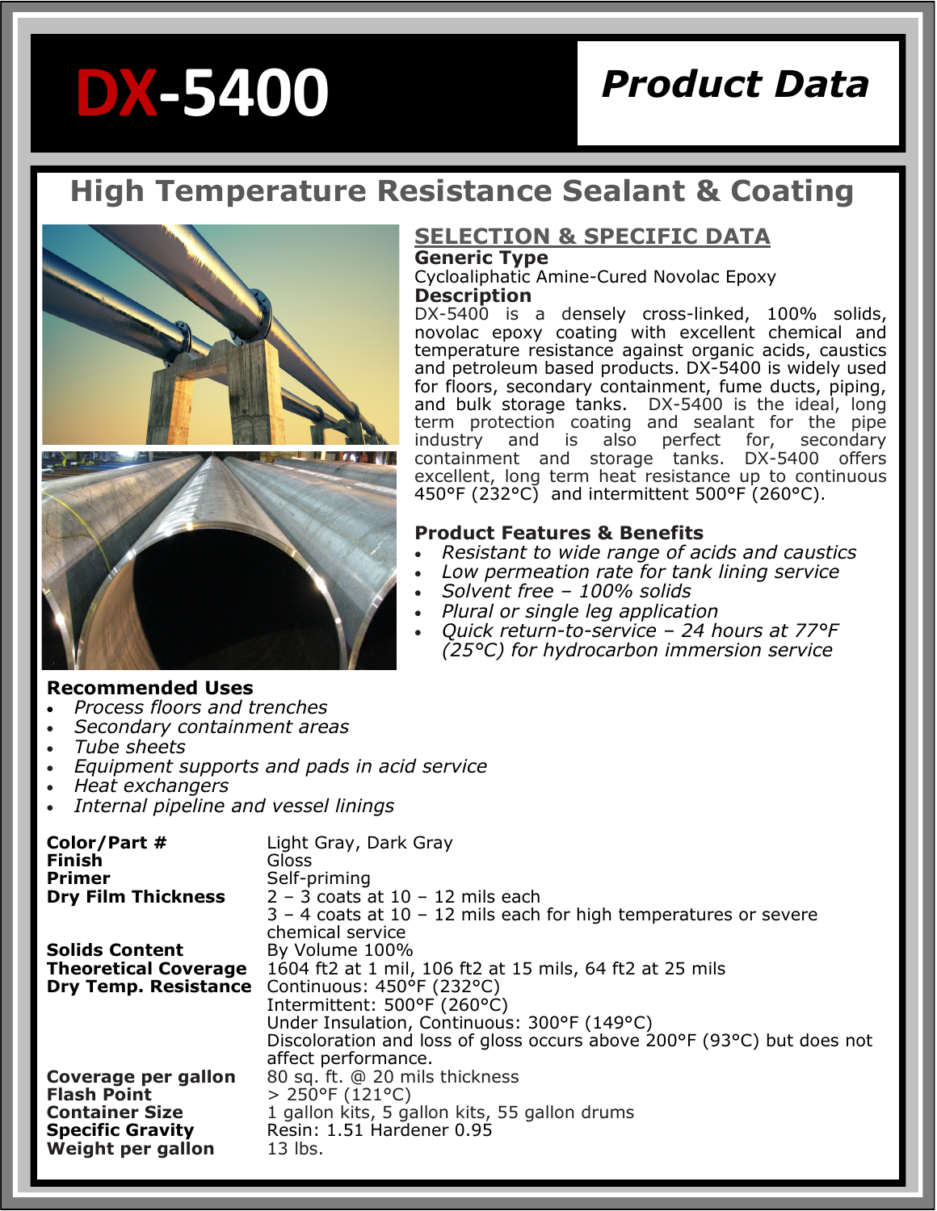# DX-5400

## Product Data

## High Temperature Resistance Sealant & Coating

### SELECTION & SPECIFIC DATA

**Generic Type**

Cycloaliphatic Amine-Cured Novolac Epoxy

**Description**

DX-5400 is a densely cross-linked, 100% solids, novolac epoxy coating with excellent chemical and temperature resistance against organic acids, caustics and petroleum based products. DX-5400 is widely used for floors, secondary containment, fume ducts, piping, and bulk storage tanks. DX-5400 is the ideal, long term protection coating and sealant for the pipe industry and is also perfect for, secondary containment and storage tanks. DX-5400 offers excellent, long term heat resistance up to continuous 450°F (232°C) and intermittent 500°F (260°C).

**Product Features & Benefits**

- *Resistant to wide range of acids and caustics*
- *Low permeation rate for tank lining service*
- *Solvent free – 100% solids*
- *Plural or single leg application*
- *Quick return-to-service – 24 hours at 77°F (25°C) for hydrocarbon immersion service*

**Recommended Uses**

- *Process floors and trenches*
- *Secondary containment areas*
- *Tube sheets*
- *Equipment supports and pads in acid service*
- *Heat exchangers*
- *Internal pipeline and vessel linings*

| | |
|---|---|
| **Color/Part #** | Light Gray, Dark Gray |
| **Finish** | Gloss |
| **Primer** | Self-priming |
| **Dry Film Thickness** | 2 – 3 coats at 10 – 12 mils each<br>3 – 4 coats at 10 – 12 mils each for high temperatures or severe chemical service |
| **Solids Content** | By Volume 100% |
| **Theoretical Coverage** | 1604 ft2 at 1 mil, 106 ft2 at 15 mils, 64 ft2 at 25 mils |
| **Dry Temp. Resistance** | Continuous: 450°F (232°C)<br>Intermittent: 500°F (260°C)<br>Under Insulation, Continuous: 300°F (149°C)<br>Discoloration and loss of gloss occurs above 200°F (93°C) but does not affect performance. |
| **Coverage per gallon** | 80 sq. ft. @ 20 mils thickness |
| **Flash Point** | > 250°F (121°C) |
| **Container Size** | 1 gallon kits, 5 gallon kits, 55 gallon drums |
| **Specific Gravity** | Resin: 1.51 Hardener 0.95 |
| **Weight per gallon** | 13 lbs. |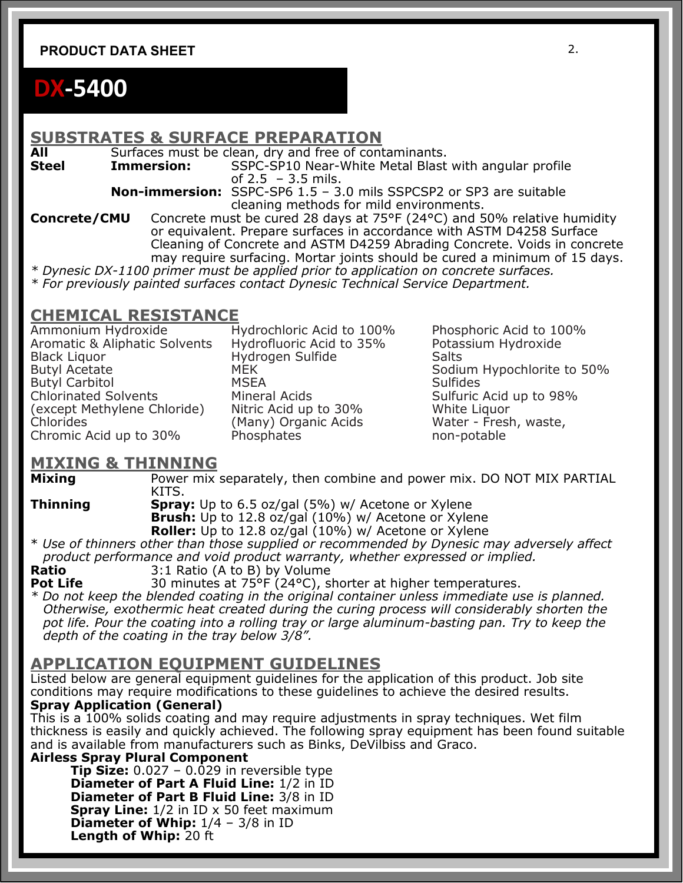PRODUCT DATA SHEET

# DX-5400

## SUBSTRATES & SURFACE PREPARATION

**All** Surfaces must be clean, dry and free of contaminants.

**Steel**
- **Immersion:** SSPC-SP10 Near-White Metal Blast with angular profile of 2.5 – 3.5 mils.
- **Non-immersion:** SSPC-SP6 1.5 – 3.0 mils SSPCSP2 or SP3 are suitable cleaning methods for mild environments.

**Concrete/CMU** Concrete must be cured 28 days at 75°F (24°C) and 50% relative humidity or equivalent. Prepare surfaces in accordance with ASTM D4258 Surface Cleaning of Concrete and ASTM D4259 Abrading Concrete. Voids in concrete may require surfacing. Mortar joints should be cured a minimum of 15 days.

* *Dynesic DX-1100 primer must be applied prior to application on concrete surfaces.*
* *For previously painted surfaces contact Dynesic Technical Service Department.*

## CHEMICAL RESISTANCE

Ammonium Hydroxide
Aromatic & Aliphatic Solvents
Black Liquor
Butyl Acetate
Butyl Carbitol
Chlorinated Solvents (except Methylene Chloride)
Chlorides
Chromic Acid up to 30%
Hydrochloric Acid to 100%
Hydrofluoric Acid to 35%
Hydrogen Sulfide
MEK
MSEA
Mineral Acids
Nitric Acid up to 30%
(Many) Organic Acids
Phosphates
Phosphoric Acid to 100%
Potassium Hydroxide
Salts
Sodium Hypochlorite to 50%
Sulfides
Sulfuric Acid up to 98%
White Liquor
Water - Fresh, waste, non-potable

## MIXING & THINNING

**Mixing** Power mix separately, then combine and power mix. DO NOT MIX PARTIAL KITS.

**Thinning**
- **Spray:** Up to 6.5 oz/gal (5%) w/ Acetone or Xylene
- **Brush:** Up to 12.8 oz/gal (10%) w/ Acetone or Xylene
- **Roller:** Up to 12.8 oz/gal (10%) w/ Acetone or Xylene

* *Use of thinners other than those supplied or recommended by Dynesic may adversely affect product performance and void product warranty, whether expressed or implied.*

**Ratio** 3:1 Ratio (A to B) by Volume

**Pot Life** 30 minutes at 75°F (24°C), shorter at higher temperatures.

* *Do not keep the blended coating in the original container unless immediate use is planned. Otherwise, exothermic heat created during the curing process will considerably shorten the pot life. Pour the coating into a rolling tray or large aluminum-basting pan. Try to keep the depth of the coating in the tray below 3/8".*

## APPLICATION EQUIPMENT GUIDELINES

Listed below are general equipment guidelines for the application of this product. Job site conditions may require modifications to these guidelines to achieve the desired results.

**Spray Application (General)**
This is a 100% solids coating and may require adjustments in spray techniques. Wet film thickness is easily and quickly achieved. The following spray equipment has been found suitable and is available from manufacturers such as Binks, DeVilbiss and Graco.

**Airless Spray Plural Component**
- **Tip Size:** 0.027 – 0.029 in reversible type
- **Diameter of Part A Fluid Line:** 1/2 in ID
- **Diameter of Part B Fluid Line:** 3/8 in ID
- **Spray Line:** 1/2 in ID x 50 feet maximum
- **Diameter of Whip:** 1/4 – 3/8 in ID
- **Length of Whip:** 20 ft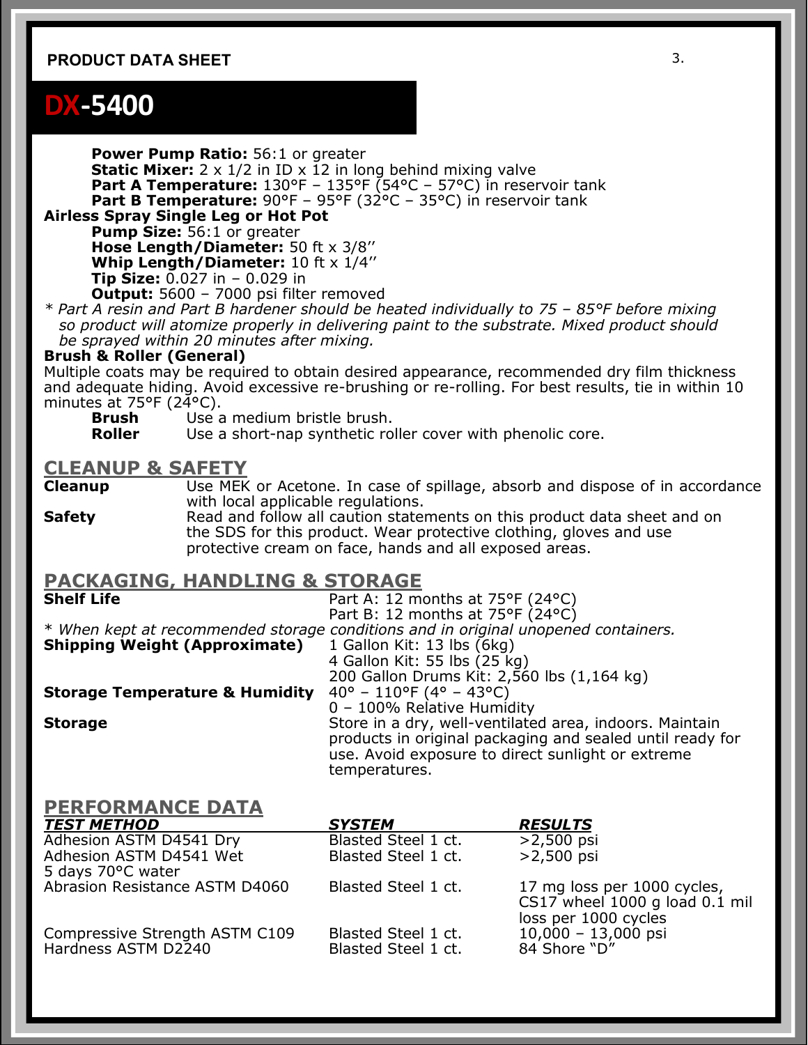PRODUCT DATA SHEET

# DX-5400

**Power Pump Ratio:** 56:1 or greater
**Static Mixer:** 2 x 1/2 in ID x 12 in long behind mixing valve
**Part A Temperature:** 130°F – 135°F (54°C – 57°C) in reservoir tank
**Part B Temperature:** 90°F – 95°F (32°C – 35°C) in reservoir tank

**Airless Spray Single Leg or Hot Pot**

**Pump Size:** 56:1 or greater
**Hose Length/Diameter:** 50 ft x 3/8’’
**Whip Length/Diameter:** 10 ft x 1/4’’
**Tip Size:** 0.027 in – 0.029 in
**Output:** 5600 – 7000 psi filter removed

*\* Part A resin and Part B hardener should be heated individually to 75 – 85°F before mixing so product will atomize properly in delivering paint to the substrate. Mixed product should be sprayed within 20 minutes after mixing.*

**Brush & Roller (General)**
Multiple coats may be required to obtain desired appearance, recommended dry film thickness and adequate hiding. Avoid excessive re-brushing or re-rolling. For best results, tie in within 10 minutes at 75°F (24°C).

**Brush** Use a medium bristle brush.
**Roller** Use a short-nap synthetic roller cover with phenolic core.

## CLEANUP & SAFETY

**Cleanup** Use MEK or Acetone. In case of spillage, absorb and dispose of in accordance with local applicable regulations.

**Safety** Read and follow all caution statements on this product data sheet and on the SDS for this product. Wear protective clothing, gloves and use protective cream on face, hands and all exposed areas.

## PACKAGING, HANDLING & STORAGE

**Shelf Life** Part A: 12 months at 75°F (24°C)
Part B: 12 months at 75°F (24°C)

*\* When kept at recommended storage conditions and in original unopened containers.*

**Shipping Weight (Approximate)** 1 Gallon Kit: 13 lbs (6kg)
4 Gallon Kit: 55 lbs (25 kg)
200 Gallon Drums Kit: 2,560 lbs (1,164 kg)

**Storage Temperature & Humidity** 40° – 110°F (4° – 43°C)
0 – 100% Relative Humidity

**Storage** Store in a dry, well-ventilated area, indoors. Maintain products in original packaging and sealed until ready for use. Avoid exposure to direct sunlight or extreme temperatures.

## PERFORMANCE DATA

| ***TEST METHOD*** | ***SYSTEM*** | ***RESULTS*** |
|---|---|---|
| Adhesion ASTM D4541 Dry | Blasted Steel 1 ct. | >2,500 psi |
| Adhesion ASTM D4541 Wet 5 days 70°C water | Blasted Steel 1 ct. | >2,500 psi |
| Abrasion Resistance ASTM D4060 | Blasted Steel 1 ct. | 17 mg loss per 1000 cycles, CS17 wheel 1000 g load 0.1 mil loss per 1000 cycles |
| Compressive Strength ASTM C109 | Blasted Steel 1 ct. | 10,000 – 13,000 psi |
| Hardness ASTM D2240 | Blasted Steel 1 ct. | 84 Shore “D” |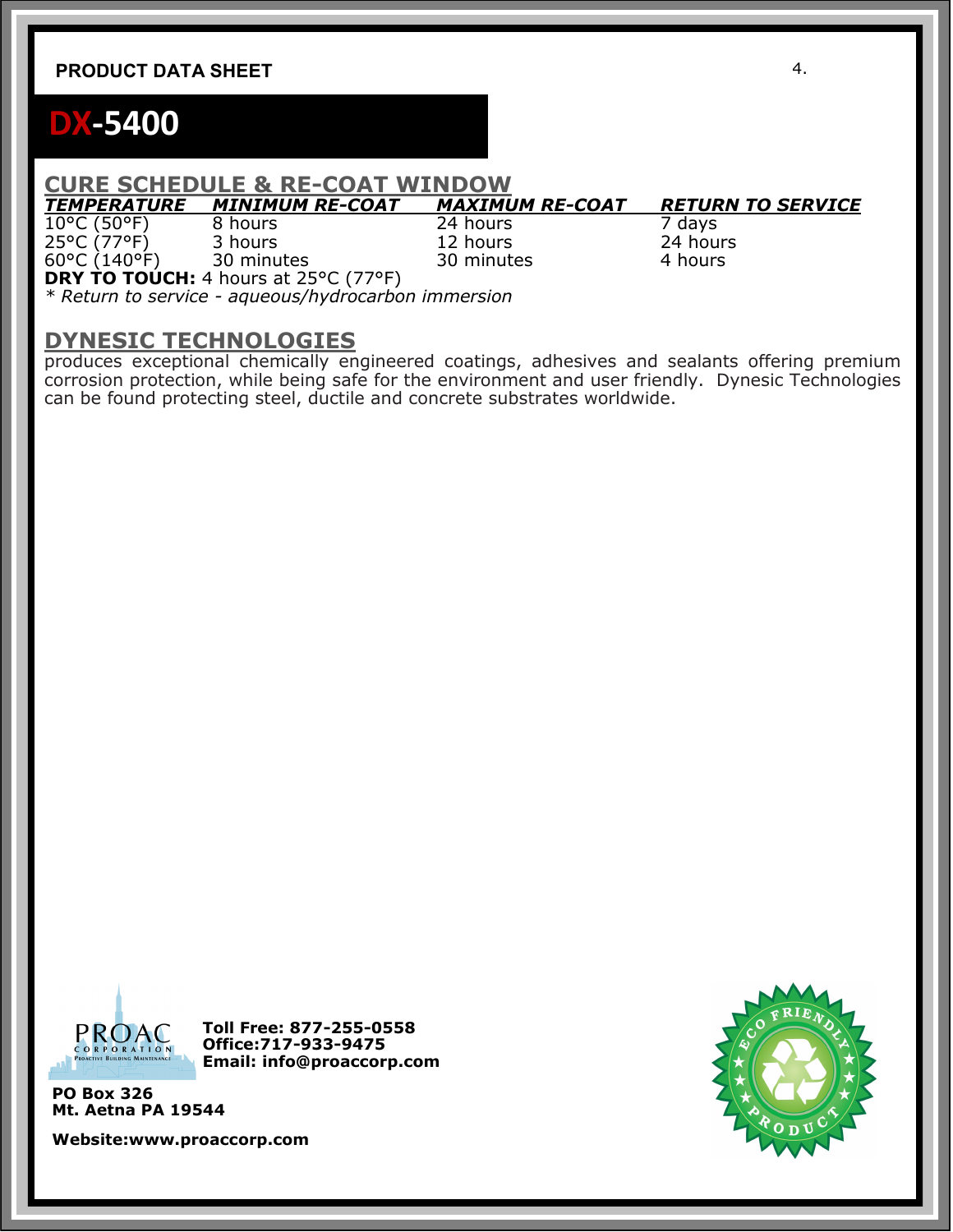PRODUCT DATA SHEET

# DX-5400

## CURE SCHEDULE & RE-COAT WINDOW

| *TEMPERATURE* | *MINIMUM RE-COAT* | *MAXIMUM RE-COAT* | *RETURN TO SERVICE* |
|---|---|---|---|
| 10°C (50°F) | 8 hours | 24 hours | 7 days |
| 25°C (77°F) | 3 hours | 12 hours | 24 hours |
| 60°C (140°F) | 30 minutes | 30 minutes | 4 hours |

**DRY TO TOUCH:** 4 hours at 25°C (77°F)

*\* Return to service - aqueous/hydrocarbon immersion*

## DYNESIC TECHNOLOGIES

produces exceptional chemically engineered coatings, adhesives and sealants offering premium corrosion protection, while being safe for the environment and user friendly. Dynesic Technologies can be found protecting steel, ductile and concrete substrates worldwide.

PROAC CORPORATION
Proactive Building Maintenance

**Toll Free: 877-255-0558**
**Office:717-933-9475**
**Email: info@proaccorp.com**

**PO Box 326**
**Mt. Aetna PA 19544**

**Website:www.proaccorp.com**

ECO FRIENDLY PRODUCT